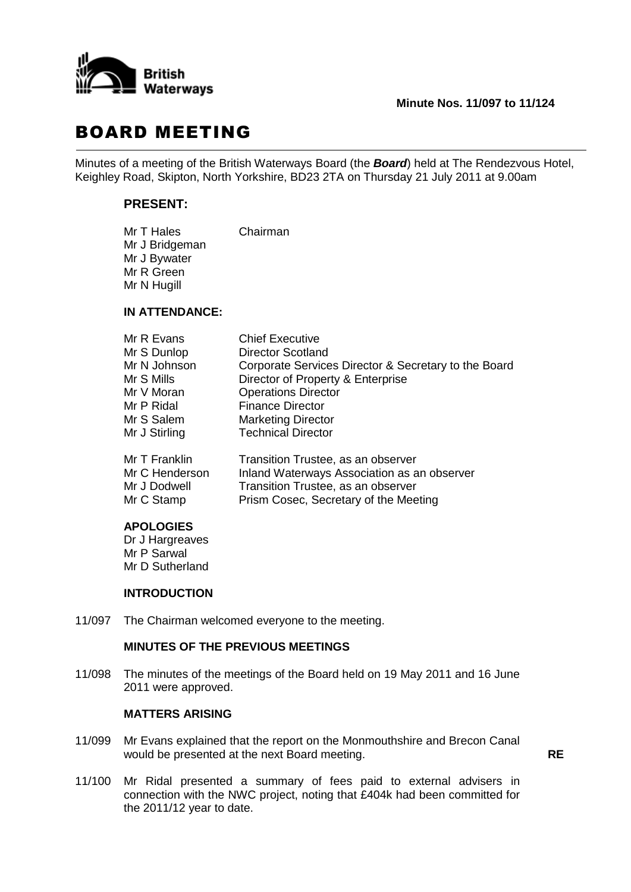British Waterways

**Minute Nos. 11/097 to 11/124**

# BOARD MEETING

Minutes of a meeting of the British Waterways Board (the ***Board***) held at The Rendezvous Hotel, Keighley Road, Skipton, North Yorkshire, BD23 2TA on Thursday 21 July 2011 at 9.00am

## PRESENT:

| | |
|---|---|
| Mr T Hales | Chairman |
| Mr J Bridgeman | |
| Mr J Bywater | |
| Mr R Green | |
| Mr N Hugill | |

### IN ATTENDANCE:

| | |
|---|---|
| Mr R Evans | Chief Executive |
| Mr S Dunlop | Director Scotland |
| Mr N Johnson | Corporate Services Director & Secretary to the Board |
| Mr S Mills | Director of Property & Enterprise |
| Mr V Moran | Operations Director |
| Mr P Ridal | Finance Director |
| Mr S Salem | Marketing Director |
| Mr J Stirling | Technical Director |
| Mr T Franklin | Transition Trustee, as an observer |
| Mr C Henderson | Inland Waterways Association as an observer |
| Mr J Dodwell | Transition Trustee, as an observer |
| Mr C Stamp | Prism Cosec, Secretary of the Meeting |

### APOLOGIES

Dr J Hargreaves
Mr P Sarwal
Mr D Sutherland

### INTRODUCTION

11/097 The Chairman welcomed everyone to the meeting.

### MINUTES OF THE PREVIOUS MEETINGS

11/098 The minutes of the meetings of the Board held on 19 May 2011 and 16 June 2011 were approved.

### MATTERS ARISING

11/099 Mr Evans explained that the report on the Monmouthshire and Brecon Canal would be presented at the next Board meeting. **RE**

11/100 Mr Ridal presented a summary of fees paid to external advisers in connection with the NWC project, noting that £404k had been committed for the 2011/12 year to date.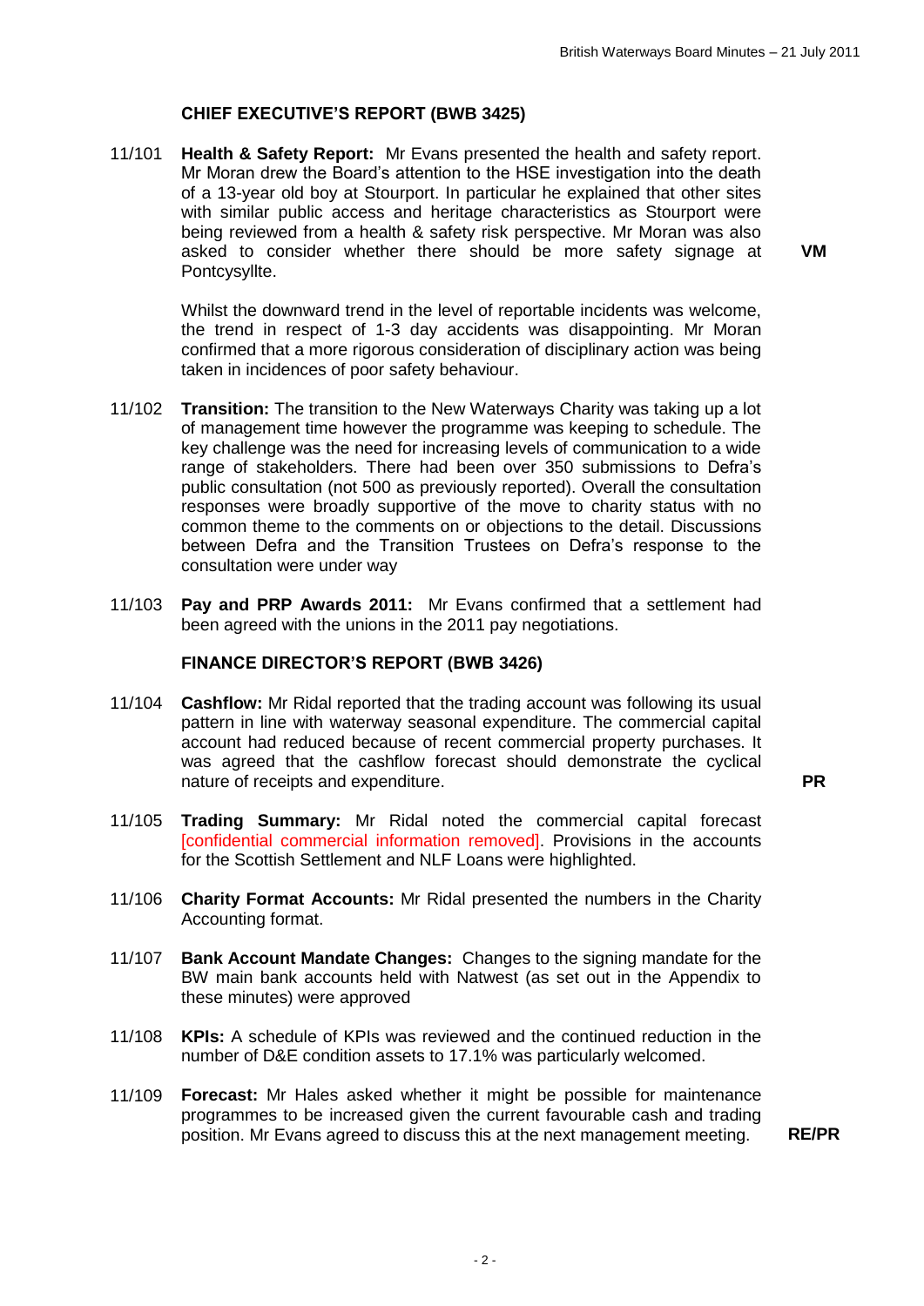### CHIEF EXECUTIVE'S REPORT (BWB 3425)

11/101 **Health & Safety Report:** Mr Evans presented the health and safety report. Mr Moran drew the Board's attention to the HSE investigation into the death of a 13-year old boy at Stourport. In particular he explained that other sites with similar public access and heritage characteristics as Stourport were being reviewed from a health & safety risk perspective. Mr Moran was also asked to consider whether there should be more safety signage at Pontcysyllte. **VM**

Whilst the downward trend in the level of reportable incidents was welcome, the trend in respect of 1-3 day accidents was disappointing. Mr Moran confirmed that a more rigorous consideration of disciplinary action was being taken in incidences of poor safety behaviour.

11/102 **Transition:** The transition to the New Waterways Charity was taking up a lot of management time however the programme was keeping to schedule. The key challenge was the need for increasing levels of communication to a wide range of stakeholders. There had been over 350 submissions to Defra's public consultation (not 500 as previously reported). Overall the consultation responses were broadly supportive of the move to charity status with no common theme to the comments on or objections to the detail. Discussions between Defra and the Transition Trustees on Defra's response to the consultation were under way

11/103 **Pay and PRP Awards 2011:** Mr Evans confirmed that a settlement had been agreed with the unions in the 2011 pay negotiations.

### FINANCE DIRECTOR'S REPORT (BWB 3426)

11/104 **Cashflow:** Mr Ridal reported that the trading account was following its usual pattern in line with waterway seasonal expenditure. The commercial capital account had reduced because of recent commercial property purchases. It was agreed that the cashflow forecast should demonstrate the cyclical nature of receipts and expenditure. **PR**

11/105 **Trading Summary:** Mr Ridal noted the commercial capital forecast [confidential commercial information removed]. Provisions in the accounts for the Scottish Settlement and NLF Loans were highlighted.

11/106 **Charity Format Accounts:** Mr Ridal presented the numbers in the Charity Accounting format.

11/107 **Bank Account Mandate Changes:** Changes to the signing mandate for the BW main bank accounts held with Natwest (as set out in the Appendix to these minutes) were approved

11/108 **KPIs:** A schedule of KPIs was reviewed and the continued reduction in the number of D&E condition assets to 17.1% was particularly welcomed.

11/109 **Forecast:** Mr Hales asked whether it might be possible for maintenance programmes to be increased given the current favourable cash and trading position. Mr Evans agreed to discuss this at the next management meeting. **RE/PR**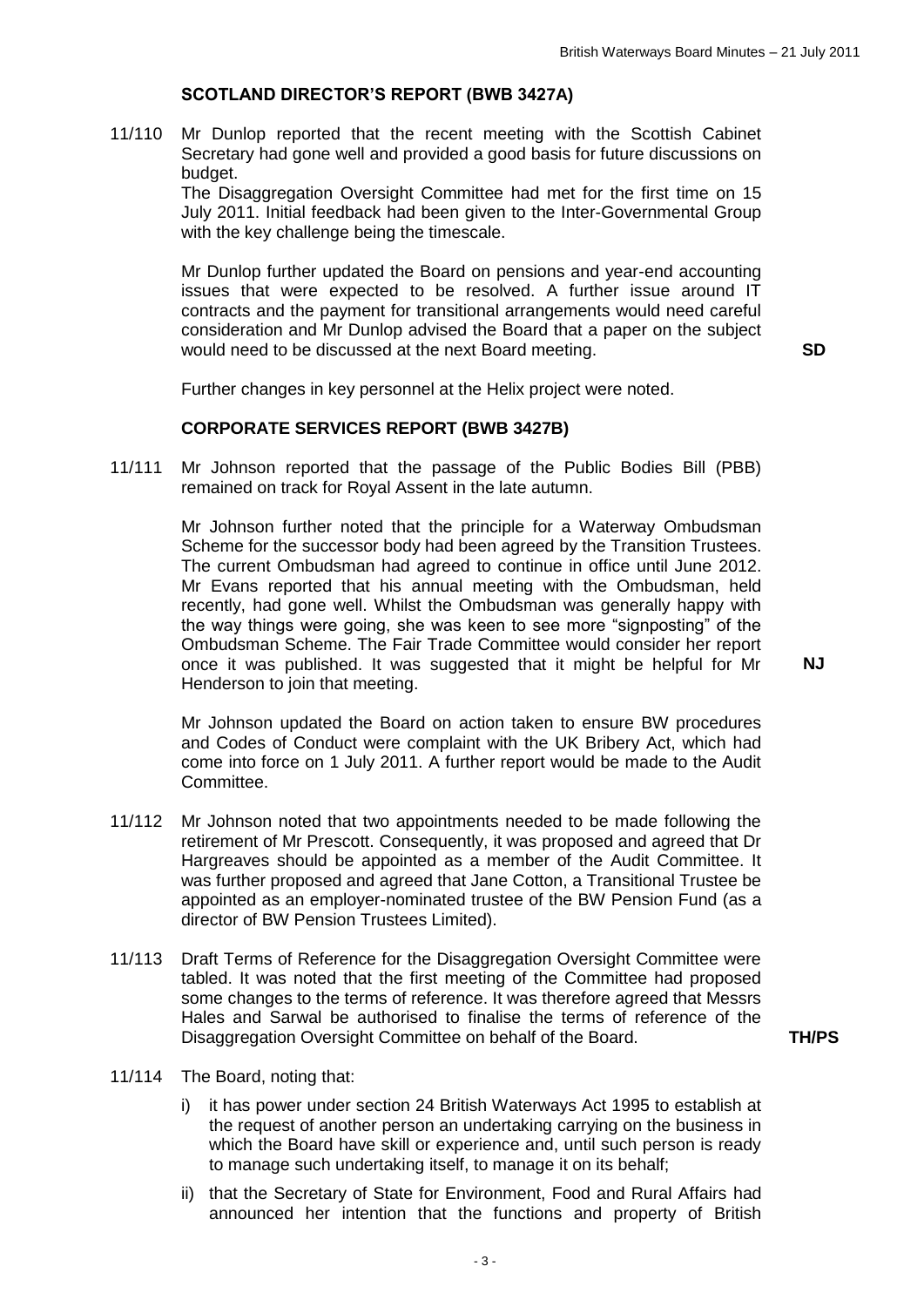## SCOTLAND DIRECTOR'S REPORT (BWB 3427A)

11/110 Mr Dunlop reported that the recent meeting with the Scottish Cabinet Secretary had gone well and provided a good basis for future discussions on budget.
The Disaggregation Oversight Committee had met for the first time on 15 July 2011. Initial feedback had been given to the Inter-Governmental Group with the key challenge being the timescale.

Mr Dunlop further updated the Board on pensions and year-end accounting issues that were expected to be resolved. A further issue around IT contracts and the payment for transitional arrangements would need careful consideration and Mr Dunlop advised the Board that a paper on the subject would need to be discussed at the next Board meeting. **SD**

Further changes in key personnel at the Helix project were noted.

## CORPORATE SERVICES REPORT (BWB 3427B)

11/111 Mr Johnson reported that the passage of the Public Bodies Bill (PBB) remained on track for Royal Assent in the late autumn.

Mr Johnson further noted that the principle for a Waterway Ombudsman Scheme for the successor body had been agreed by the Transition Trustees. The current Ombudsman had agreed to continue in office until June 2012. Mr Evans reported that his annual meeting with the Ombudsman, held recently, had gone well. Whilst the Ombudsman was generally happy with the way things were going, she was keen to see more "signposting" of the Ombudsman Scheme. The Fair Trade Committee would consider her report once it was published. It was suggested that it might be helpful for Mr Henderson to join that meeting. **NJ**

Mr Johnson updated the Board on action taken to ensure BW procedures and Codes of Conduct were complaint with the UK Bribery Act, which had come into force on 1 July 2011. A further report would be made to the Audit Committee.

11/112 Mr Johnson noted that two appointments needed to be made following the retirement of Mr Prescott. Consequently, it was proposed and agreed that Dr Hargreaves should be appointed as a member of the Audit Committee. It was further proposed and agreed that Jane Cotton, a Transitional Trustee be appointed as an employer-nominated trustee of the BW Pension Fund (as a director of BW Pension Trustees Limited).

11/113 Draft Terms of Reference for the Disaggregation Oversight Committee were tabled. It was noted that the first meeting of the Committee had proposed some changes to the terms of reference. It was therefore agreed that Messrs Hales and Sarwal be authorised to finalise the terms of reference of the Disaggregation Oversight Committee on behalf of the Board. **TH/PS**

11/114 The Board, noting that:

i) it has power under section 24 British Waterways Act 1995 to establish at the request of another person an undertaking carrying on the business in which the Board have skill or experience and, until such person is ready to manage such undertaking itself, to manage it on its behalf;

ii) that the Secretary of State for Environment, Food and Rural Affairs had announced her intention that the functions and property of British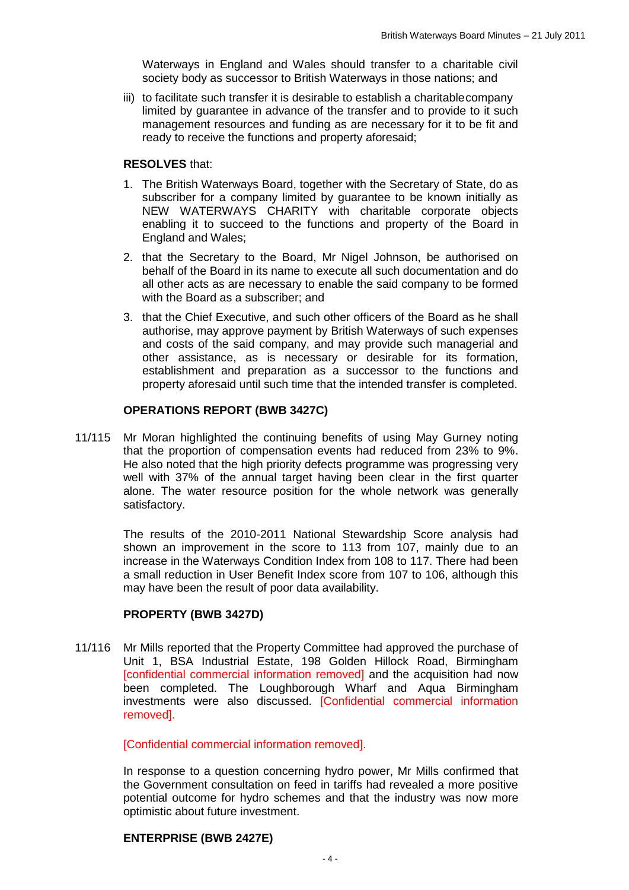Waterways in England and Wales should transfer to a charitable civil society body as successor to British Waterways in those nations; and

iii) to facilitate such transfer it is desirable to establish a charitable company limited by guarantee in advance of the transfer and to provide to it such management resources and funding as are necessary for it to be fit and ready to receive the functions and property aforesaid;

**RESOLVES** that:

1. The British Waterways Board, together with the Secretary of State, do as subscriber for a company limited by guarantee to be known initially as NEW WATERWAYS CHARITY with charitable corporate objects enabling it to succeed to the functions and property of the Board in England and Wales;

2. that the Secretary to the Board, Mr Nigel Johnson, be authorised on behalf of the Board in its name to execute all such documentation and do all other acts as are necessary to enable the said company to be formed with the Board as a subscriber; and

3. that the Chief Executive, and such other officers of the Board as he shall authorise, may approve payment by British Waterways of such expenses and costs of the said company, and may provide such managerial and other assistance, as is necessary or desirable for its formation, establishment and preparation as a successor to the functions and property aforesaid until such time that the intended transfer is completed.

**OPERATIONS REPORT (BWB 3427C)**

11/115 Mr Moran highlighted the continuing benefits of using May Gurney noting that the proportion of compensation events had reduced from 23% to 9%. He also noted that the high priority defects programme was progressing very well with 37% of the annual target having been clear in the first quarter alone. The water resource position for the whole network was generally satisfactory.

The results of the 2010-2011 National Stewardship Score analysis had shown an improvement in the score to 113 from 107, mainly due to an increase in the Waterways Condition Index from 108 to 117. There had been a small reduction in User Benefit Index score from 107 to 106, although this may have been the result of poor data availability.

**PROPERTY (BWB 3427D)**

11/116 Mr Mills reported that the Property Committee had approved the purchase of Unit 1, BSA Industrial Estate, 198 Golden Hillock Road, Birmingham [confidential commercial information removed] and the acquisition had now been completed. The Loughborough Wharf and Aqua Birmingham investments were also discussed. [Confidential commercial information removed].

[Confidential commercial information removed].

In response to a question concerning hydro power, Mr Mills confirmed that the Government consultation on feed in tariffs had revealed a more positive potential outcome for hydro schemes and that the industry was now more optimistic about future investment.

**ENTERPRISE (BWB 2427E)**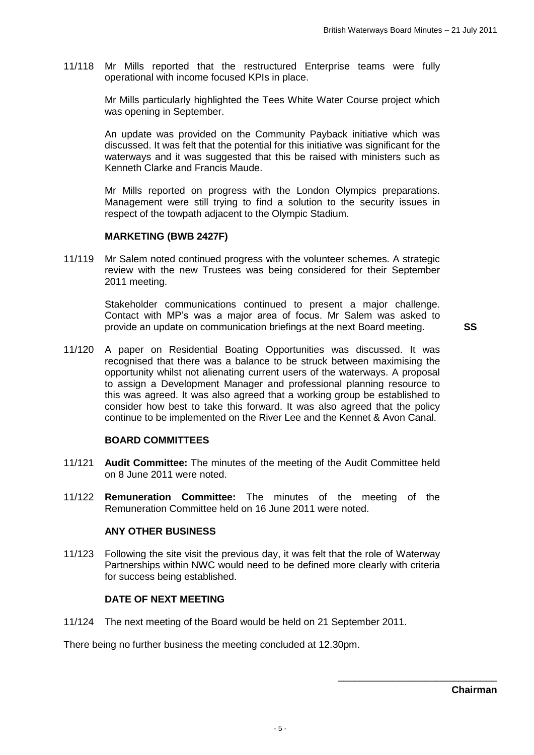11/118 Mr Mills reported that the restructured Enterprise teams were fully operational with income focused KPIs in place.

Mr Mills particularly highlighted the Tees White Water Course project which was opening in September.

An update was provided on the Community Payback initiative which was discussed. It was felt that the potential for this initiative was significant for the waterways and it was suggested that this be raised with ministers such as Kenneth Clarke and Francis Maude.

Mr Mills reported on progress with the London Olympics preparations. Management were still trying to find a solution to the security issues in respect of the towpath adjacent to the Olympic Stadium.

**MARKETING (BWB 2427F)**

11/119 Mr Salem noted continued progress with the volunteer schemes. A strategic review with the new Trustees was being considered for their September 2011 meeting.

Stakeholder communications continued to present a major challenge. Contact with MP's was a major area of focus. Mr Salem was asked to provide an update on communication briefings at the next Board meeting. **SS**

11/120 A paper on Residential Boating Opportunities was discussed. It was recognised that there was a balance to be struck between maximising the opportunity whilst not alienating current users of the waterways. A proposal to assign a Development Manager and professional planning resource to this was agreed. It was also agreed that a working group be established to consider how best to take this forward. It was also agreed that the policy continue to be implemented on the River Lee and the Kennet & Avon Canal.

**BOARD COMMITTEES**

11/121 **Audit Committee:** The minutes of the meeting of the Audit Committee held on 8 June 2011 were noted.

11/122 **Remuneration Committee:** The minutes of the meeting of the Remuneration Committee held on 16 June 2011 were noted.

**ANY OTHER BUSINESS**

11/123 Following the site visit the previous day, it was felt that the role of Waterway Partnerships within NWC would need to be defined more clearly with criteria for success being established.

**DATE OF NEXT MEETING**

11/124 The next meeting of the Board would be held on 21 September 2011.

There being no further business the meeting concluded at 12.30pm.

\_\_\_\_\_\_\_\_\_\_\_\_\_\_\_\_\_\_\_\_\_\_\_\_\_\_\_\_\_\_

**Chairman**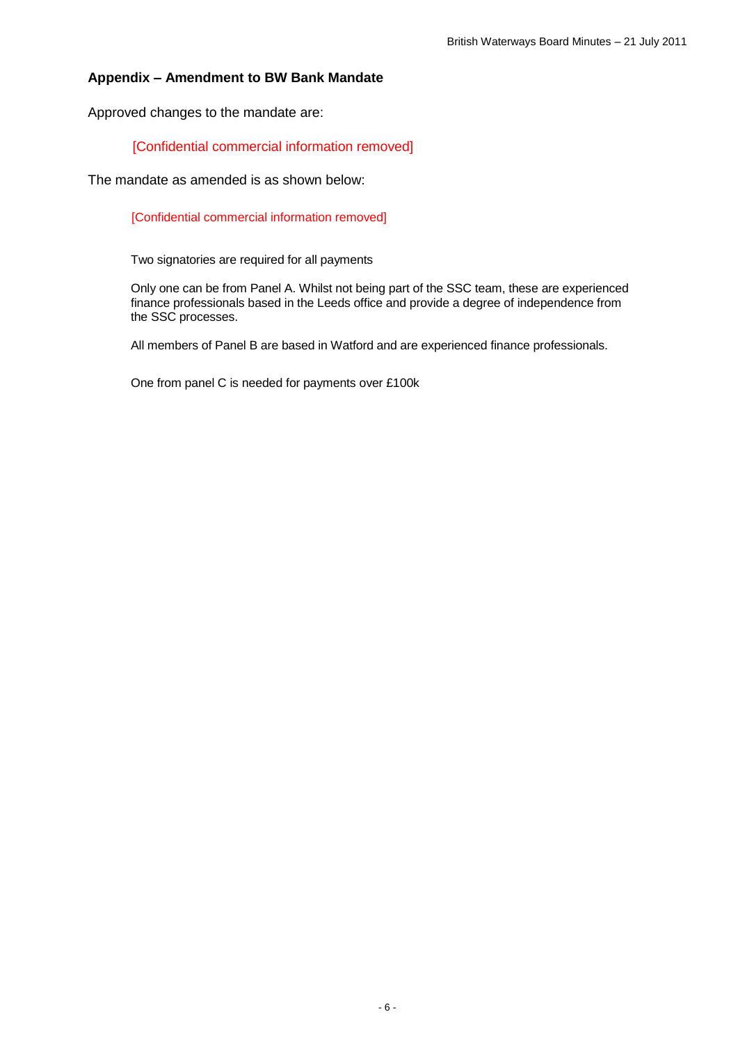## Appendix – Amendment to BW Bank Mandate

Approved changes to the mandate are:

[Confidential commercial information removed]

The mandate as amended is as shown below:

[Confidential commercial information removed]

Two signatories are required for all payments

Only one can be from Panel A. Whilst not being part of the SSC team, these are experienced finance professionals based in the Leeds office and provide a degree of independence from the SSC processes.

All members of Panel B are based in Watford and are experienced finance professionals.

One from panel C is needed for payments over £100k